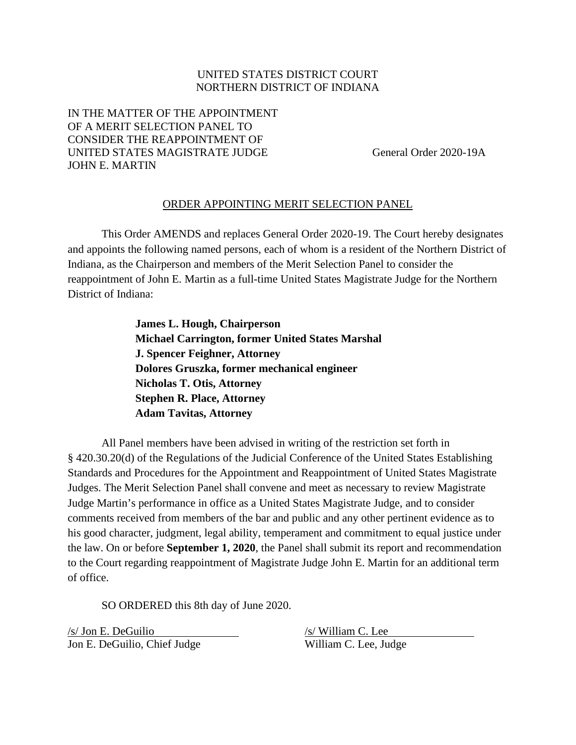UNITED STATES DISTRICT COURT
NORTHERN DISTRICT OF INDIANA

IN THE MATTER OF THE APPOINTMENT
OF A MERIT SELECTION PANEL TO
CONSIDER THE REAPPOINTMENT OF
UNITED STATES MAGISTRATE JUDGE
JOHN E. MARTIN

General Order 2020-19A

## ORDER APPOINTING MERIT SELECTION PANEL

This Order AMENDS and replaces General Order 2020-19. The Court hereby designates and appoints the following named persons, each of whom is a resident of the Northern District of Indiana, as the Chairperson and members of the Merit Selection Panel to consider the reappointment of John E. Martin as a full-time United States Magistrate Judge for the Northern District of Indiana:

**James L. Hough, Chairperson**
**Michael Carrington, former United States Marshal**
**J. Spencer Feighner, Attorney**
**Dolores Gruszka, former mechanical engineer**
**Nicholas T. Otis, Attorney**
**Stephen R. Place, Attorney**
**Adam Tavitas, Attorney**

All Panel members have been advised in writing of the restriction set forth in § 420.30.20(d) of the Regulations of the Judicial Conference of the United States Establishing Standards and Procedures for the Appointment and Reappointment of United States Magistrate Judges. The Merit Selection Panel shall convene and meet as necessary to review Magistrate Judge Martin's performance in office as a United States Magistrate Judge, and to consider comments received from members of the bar and public and any other pertinent evidence as to his good character, judgment, legal ability, temperament and commitment to equal justice under the law. On or before **September 1, 2020**, the Panel shall submit its report and recommendation to the Court regarding reappointment of Magistrate Judge John E. Martin for an additional term of office.

SO ORDERED this 8th day of June 2020.

/s/ Jon E. DeGuilio
Jon E. DeGuilio, Chief Judge

/s/ William C. Lee
William C. Lee, Judge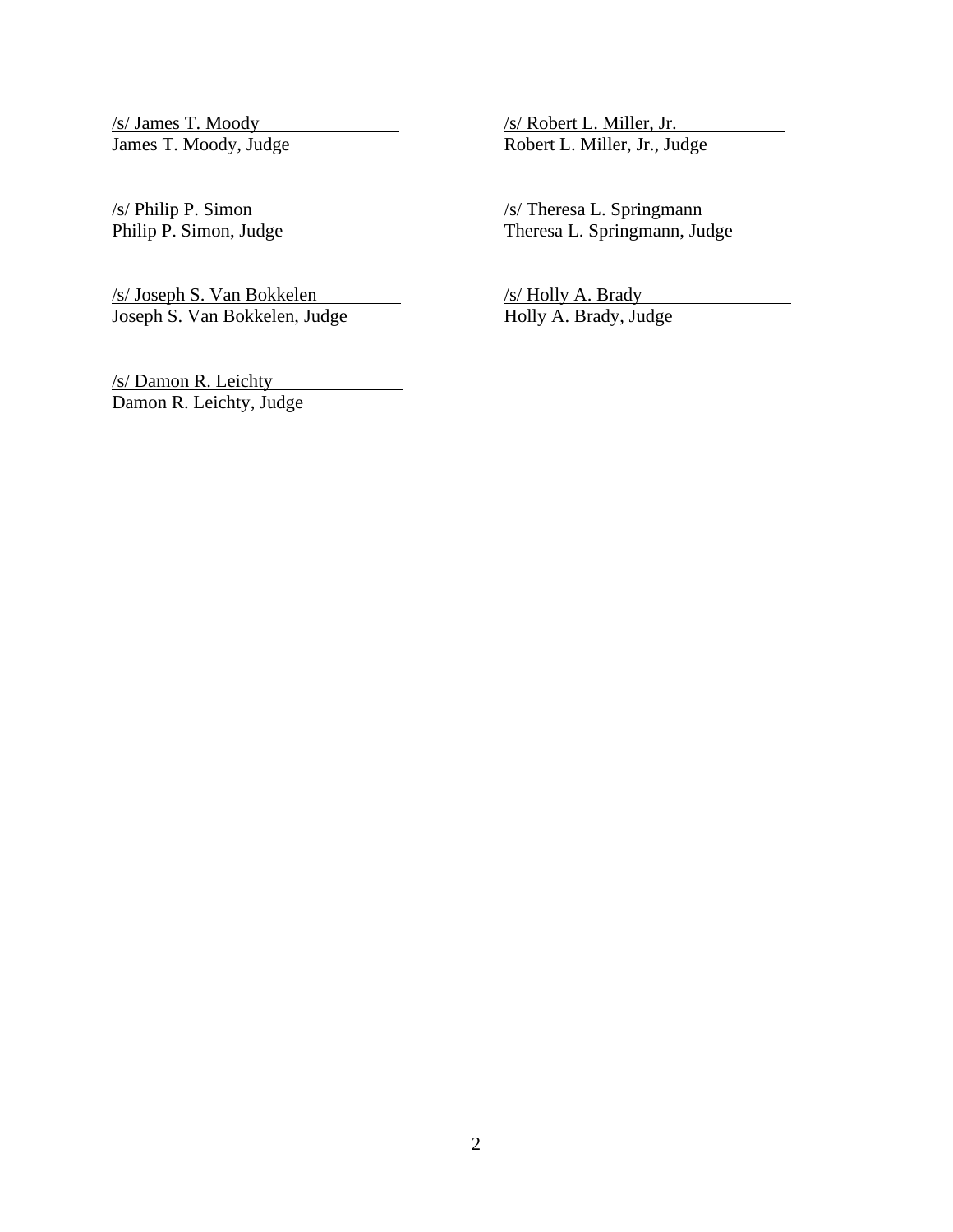/s/ James T. Moody
James T. Moody, Judge

/s/ Robert L. Miller, Jr.
Robert L. Miller, Jr., Judge

/s/ Philip P. Simon
Philip P. Simon, Judge

/s/ Theresa L. Springmann
Theresa L. Springmann, Judge

/s/ Joseph S. Van Bokkelen
Joseph S. Van Bokkelen, Judge

/s/ Holly A. Brady
Holly A. Brady, Judge

/s/ Damon R. Leichty
Damon R. Leichty, Judge